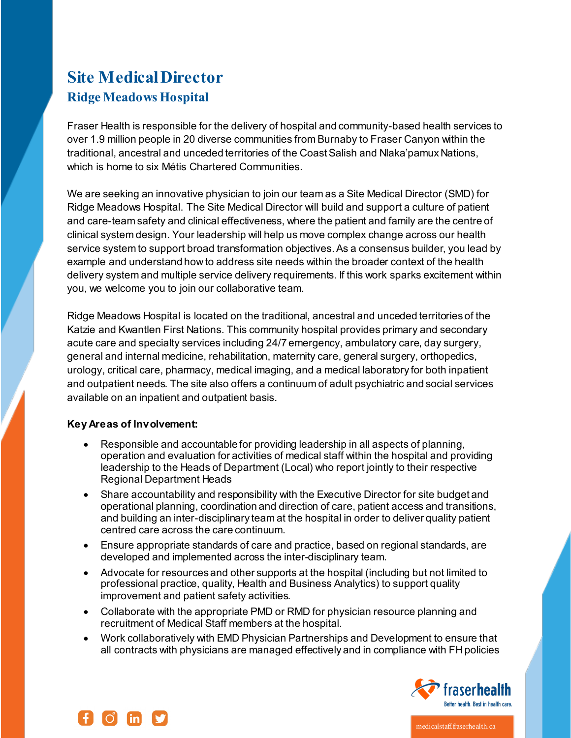# Site Medical Director

## Ridge Meadows Hospital

Fraser Health is responsible for the delivery of hospital and community-based health services to over 1.9 million people in 20 diverse communities from Burnaby to Fraser Canyon within the traditional, ancestral and unceded territories of the Coast Salish and Nlaka'pamux Nations, which is home to six Métis Chartered Communities.

We are seeking an innovative physician to join our team as a Site Medical Director (SMD) for Ridge Meadows Hospital. The Site Medical Director will build and support a culture of patient and care-team safety and clinical effectiveness, where the patient and family are the centre of clinical system design. Your leadership will help us move complex change across our health service system to support broad transformation objectives. As a consensus builder, you lead by example and understand how to address site needs within the broader context of the health delivery system and multiple service delivery requirements. If this work sparks excitement within you, we welcome you to join our collaborative team.

Ridge Meadows Hospital is located on the traditional, ancestral and unceded territories of the Katzie and Kwantlen First Nations. This community hospital provides primary and secondary acute care and specialty services including 24/7 emergency, ambulatory care, day surgery, general and internal medicine, rehabilitation, maternity care, general surgery, orthopedics, urology, critical care, pharmacy, medical imaging, and a medical laboratory for both inpatient and outpatient needs. The site also offers a continuum of adult psychiatric and social services available on an inpatient and outpatient basis.

**Key Areas of Involvement:**

- Responsible and accountable for providing leadership in all aspects of planning, operation and evaluation for activities of medical staff within the hospital and providing leadership to the Heads of Department (Local) who report jointly to their respective Regional Department Heads
- Share accountability and responsibility with the Executive Director for site budget and operational planning, coordination and direction of care, patient access and transitions, and building an inter-disciplinary team at the hospital in order to deliver quality patient centred care across the care continuum.
- Ensure appropriate standards of care and practice, based on regional standards, are developed and implemented across the inter-disciplinary team.
- Advocate for resources and other supports at the hospital (including but not limited to professional practice, quality, Health and Business Analytics) to support quality improvement and patient safety activities.
- Collaborate with the appropriate PMD or RMD for physician resource planning and recruitment of Medical Staff members at the hospital.
- Work collaboratively with EMD Physician Partnerships and Development to ensure that all contracts with physicians are managed effectively and in compliance with FH policies

medicalstaff.fraserhealth.ca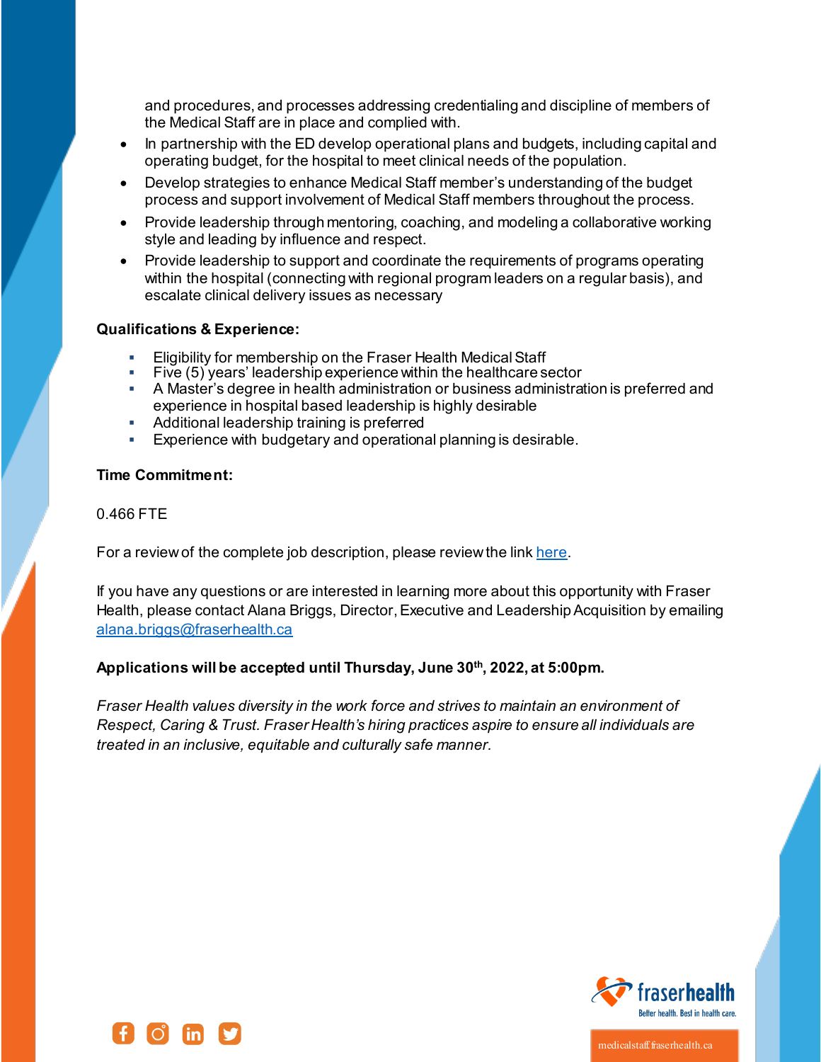and procedures, and processes addressing credentialing and discipline of members of the Medical Staff are in place and complied with.

- In partnership with the ED develop operational plans and budgets, including capital and operating budget, for the hospital to meet clinical needs of the population.
- Develop strategies to enhance Medical Staff member's understanding of the budget process and support involvement of Medical Staff members throughout the process.
- Provide leadership through mentoring, coaching, and modeling a collaborative working style and leading by influence and respect.
- Provide leadership to support and coordinate the requirements of programs operating within the hospital (connecting with regional program leaders on a regular basis), and escalate clinical delivery issues as necessary

**Qualifications & Experience:**

- Eligibility for membership on the Fraser Health Medical Staff
- Five (5) years' leadership experience within the healthcare sector
- A Master's degree in health administration or business administration is preferred and experience in hospital based leadership is highly desirable
- Additional leadership training is preferred
- Experience with budgetary and operational planning is desirable.

**Time Commitment:**

0.466 FTE

For a review of the complete job description, please review the link here.

If you have any questions or are interested in learning more about this opportunity with Fraser Health, please contact Alana Briggs, Director, Executive and Leadership Acquisition by emailing alana.briggs@fraserhealth.ca

**Applications will be accepted until Thursday, June 30th, 2022, at 5:00pm.**

*Fraser Health values diversity in the work force and strives to maintain an environment of Respect, Caring & Trust. Fraser Health's hiring practices aspire to ensure all individuals are treated in an inclusive, equitable and culturally safe manner.*

fraserhealth
Better health. Best in health care.

medicalstaff.fraserhealth.ca